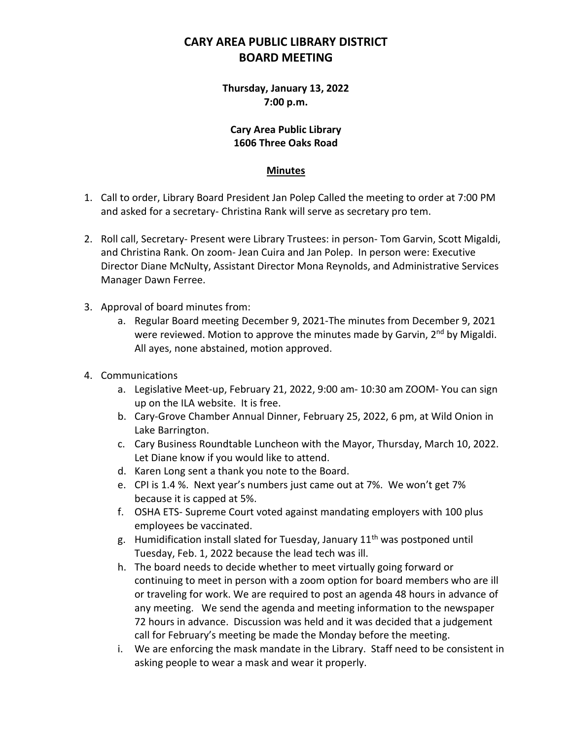# CARY AREA PUBLIC LIBRARY DISTRICT
# BOARD MEETING

**Thursday, January 13, 2022**
**7:00 p.m.**

**Cary Area Public Library**
**1606 Three Oaks Road**

## Minutes

1. Call to order, Library Board President Jan Polep Called the meeting to order at 7:00 PM and asked for a secretary- Christina Rank will serve as secretary pro tem.

2. Roll call, Secretary- Present were Library Trustees: in person- Tom Garvin, Scott Migaldi, and Christina Rank. On zoom- Jean Cuira and Jan Polep. In person were: Executive Director Diane McNulty, Assistant Director Mona Reynolds, and Administrative Services Manager Dawn Ferree.

3. Approval of board minutes from:
   a. Regular Board meeting December 9, 2021-The minutes from December 9, 2021 were reviewed. Motion to approve the minutes made by Garvin, 2nd by Migaldi. All ayes, none abstained, motion approved.

4. Communications
   a. Legislative Meet-up, February 21, 2022, 9:00 am- 10:30 am ZOOM- You can sign up on the ILA website. It is free.
   b. Cary-Grove Chamber Annual Dinner, February 25, 2022, 6 pm, at Wild Onion in Lake Barrington.
   c. Cary Business Roundtable Luncheon with the Mayor, Thursday, March 10, 2022. Let Diane know if you would like to attend.
   d. Karen Long sent a thank you note to the Board.
   e. CPI is 1.4 %. Next year's numbers just came out at 7%. We won't get 7% because it is capped at 5%.
   f. OSHA ETS- Supreme Court voted against mandating employers with 100 plus employees be vaccinated.
   g. Humidification install slated for Tuesday, January 11th was postponed until Tuesday, Feb. 1, 2022 because the lead tech was ill.
   h. The board needs to decide whether to meet virtually going forward or continuing to meet in person with a zoom option for board members who are ill or traveling for work. We are required to post an agenda 48 hours in advance of any meeting. We send the agenda and meeting information to the newspaper 72 hours in advance. Discussion was held and it was decided that a judgement call for February's meeting be made the Monday before the meeting.
   i. We are enforcing the mask mandate in the Library. Staff need to be consistent in asking people to wear a mask and wear it properly.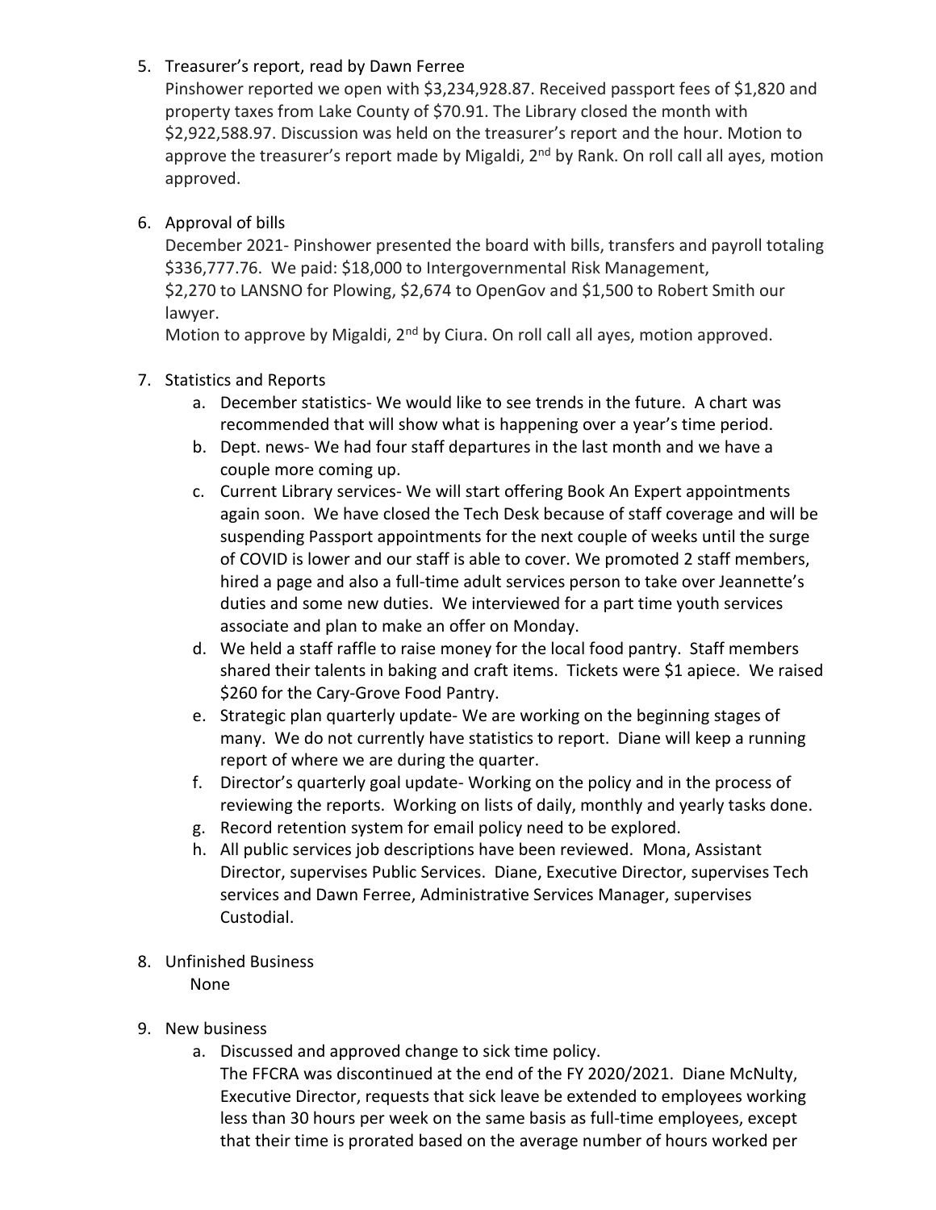5. Treasurer's report, read by Dawn Ferree

   Pinshower reported we open with $3,234,928.87. Received passport fees of $1,820 and property taxes from Lake County of $70.91. The Library closed the month with $2,922,588.97. Discussion was held on the treasurer's report and the hour. Motion to approve the treasurer's report made by Migaldi, 2nd by Rank. On roll call all ayes, motion approved.

6. Approval of bills

   December 2021- Pinshower presented the board with bills, transfers and payroll totaling $336,777.76. We paid: $18,000 to Intergovernmental Risk Management, $2,270 to LANSNO for Plowing, $2,674 to OpenGov and $1,500 to Robert Smith our lawyer.

   Motion to approve by Migaldi, 2nd by Ciura. On roll call all ayes, motion approved.

7. Statistics and Reports
   a. December statistics- We would like to see trends in the future. A chart was recommended that will show what is happening over a year's time period.
   b. Dept. news- We had four staff departures in the last month and we have a couple more coming up.
   c. Current Library services- We will start offering Book An Expert appointments again soon. We have closed the Tech Desk because of staff coverage and will be suspending Passport appointments for the next couple of weeks until the surge of COVID is lower and our staff is able to cover. We promoted 2 staff members, hired a page and also a full-time adult services person to take over Jeannette's duties and some new duties. We interviewed for a part time youth services associate and plan to make an offer on Monday.
   d. We held a staff raffle to raise money for the local food pantry. Staff members shared their talents in baking and craft items. Tickets were $1 apiece. We raised $260 for the Cary-Grove Food Pantry.
   e. Strategic plan quarterly update- We are working on the beginning stages of many. We do not currently have statistics to report. Diane will keep a running report of where we are during the quarter.
   f. Director's quarterly goal update- Working on the policy and in the process of reviewing the reports. Working on lists of daily, monthly and yearly tasks done.
   g. Record retention system for email policy need to be explored.
   h. All public services job descriptions have been reviewed. Mona, Assistant Director, supervises Public Services. Diane, Executive Director, supervises Tech services and Dawn Ferree, Administrative Services Manager, supervises Custodial.

8. Unfinished Business

   None

9. New business
   a. Discussed and approved change to sick time policy.

      The FFCRA was discontinued at the end of the FY 2020/2021. Diane McNulty, Executive Director, requests that sick leave be extended to employees working less than 30 hours per week on the same basis as full-time employees, except that their time is prorated based on the average number of hours worked per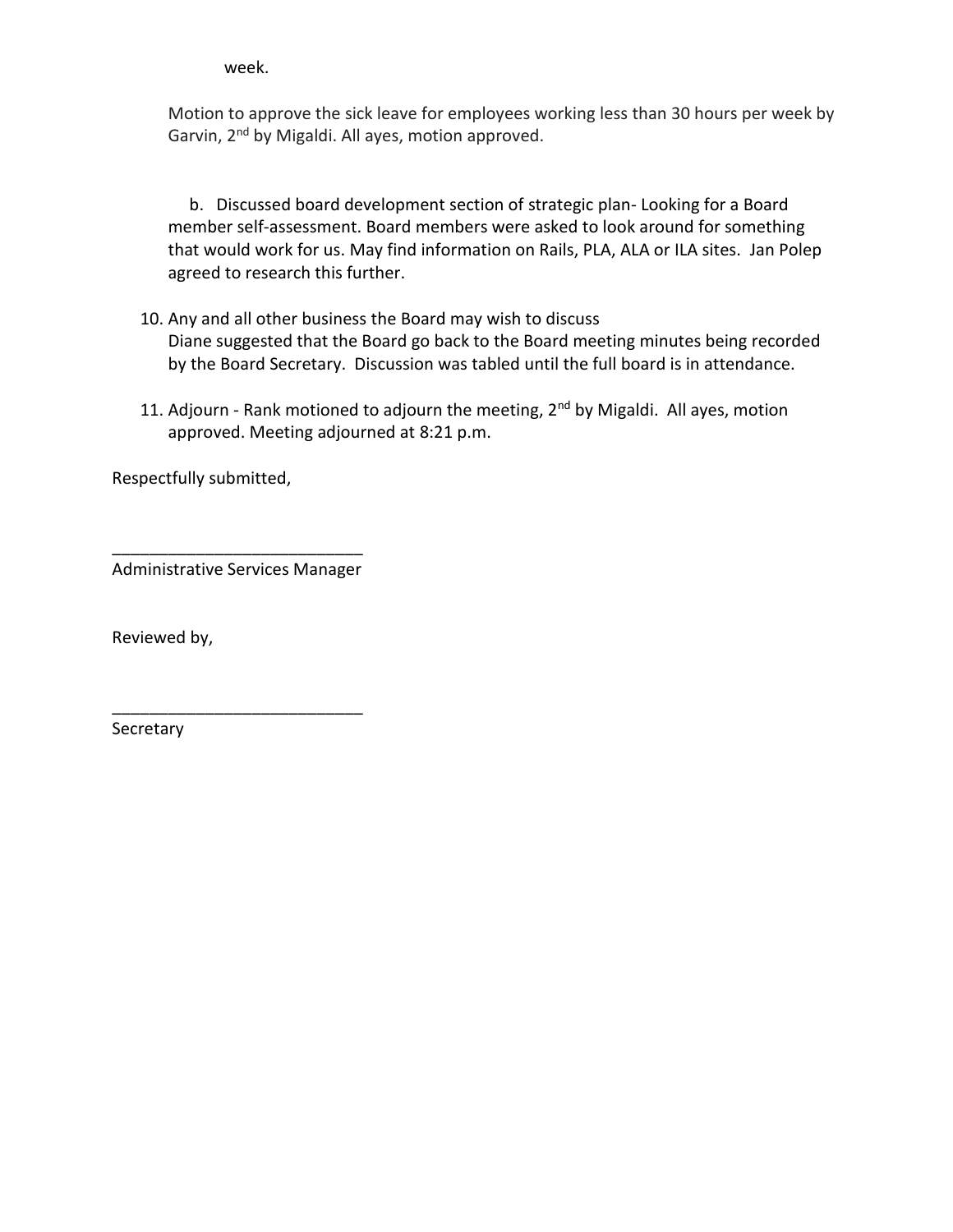week.

Motion to approve the sick leave for employees working less than 30 hours per week by Garvin, 2nd by Migaldi. All ayes, motion approved.

b. Discussed board development section of strategic plan- Looking for a Board member self-assessment. Board members were asked to look around for something that would work for us. May find information on Rails, PLA, ALA or ILA sites. Jan Polep agreed to research this further.

10. Any and all other business the Board may wish to discuss
    Diane suggested that the Board go back to the Board meeting minutes being recorded by the Board Secretary. Discussion was tabled until the full board is in attendance.

11. Adjourn - Rank motioned to adjourn the meeting, 2nd by Migaldi. All ayes, motion approved. Meeting adjourned at 8:21 p.m.

Respectfully submitted,

___________________________
Administrative Services Manager

Reviewed by,

___________________________
Secretary